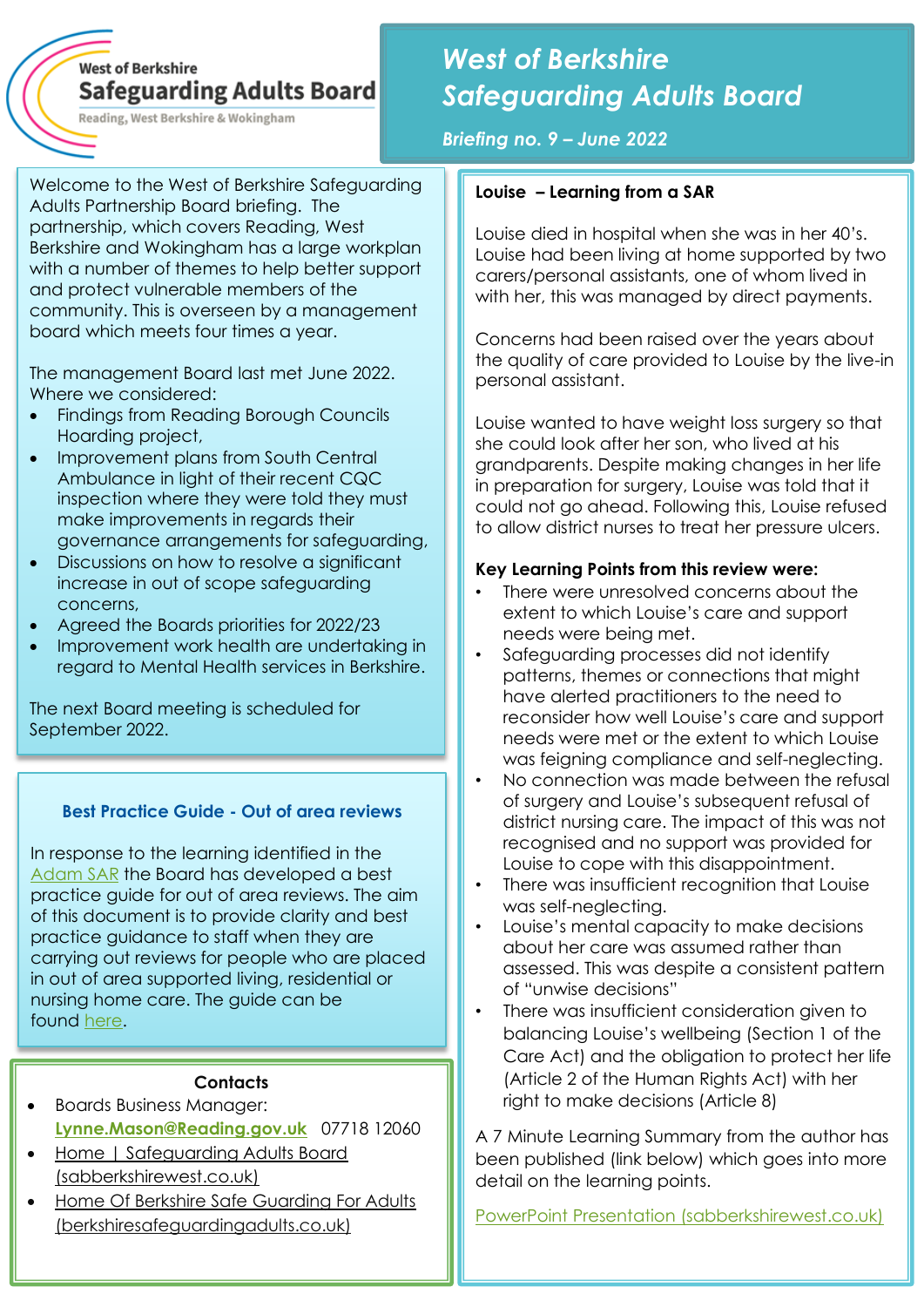West of Berkshire
**Safeguarding Adults Board**
Reading, West Berkshire & Wokingham

# *West of Berkshire Safeguarding Adults Board*

***Briefing no. 9 – June 2022***

Welcome to the West of Berkshire Safeguarding Adults Partnership Board briefing. The partnership, which covers Reading, West Berkshire and Wokingham has a large workplan with a number of themes to help better support and protect vulnerable members of the community. This is overseen by a management board which meets four times a year.

The management Board last met June 2022. Where we considered:

- Findings from Reading Borough Councils Hoarding project,
- Improvement plans from South Central Ambulance in light of their recent CQC inspection where they were told they must make improvements in regards their governance arrangements for safeguarding,
- Discussions on how to resolve a significant increase in out of scope safeguarding concerns,
- Agreed the Boards priorities for 2022/23
- Improvement work health are undertaking in regard to Mental Health services in Berkshire.

The next Board meeting is scheduled for September 2022.

## Best Practice Guide - Out of area reviews

In response to the learning identified in the Adam SAR the Board has developed a best practice guide for out of area reviews. The aim of this document is to provide clarity and best practice guidance to staff when they are carrying out reviews for people who are placed in out of area supported living, residential or nursing home care. The guide can be found here.

## Contacts

- Boards Business Manager: **Lynne.Mason@Reading.gov.uk** 07718 12060
- Home | Safeguarding Adults Board (sabberkshirewest.co.uk)
- Home Of Berkshire Safe Guarding For Adults (berkshiresafeguardingadults.co.uk)

## Louise – Learning from a SAR

Louise died in hospital when she was in her 40's. Louise had been living at home supported by two carers/personal assistants, one of whom lived in with her, this was managed by direct payments.

Concerns had been raised over the years about the quality of care provided to Louise by the live-in personal assistant.

Louise wanted to have weight loss surgery so that she could look after her son, who lived at his grandparents. Despite making changes in her life in preparation for surgery, Louise was told that it could not go ahead. Following this, Louise refused to allow district nurses to treat her pressure ulcers.

**Key Learning Points from this review were:**

- There were unresolved concerns about the extent to which Louise's care and support needs were being met.
- Safeguarding processes did not identify patterns, themes or connections that might have alerted practitioners to the need to reconsider how well Louise's care and support needs were met or the extent to which Louise was feigning compliance and self-neglecting.
- No connection was made between the refusal of surgery and Louise's subsequent refusal of district nursing care. The impact of this was not recognised and no support was provided for Louise to cope with this disappointment.
- There was insufficient recognition that Louise was self-neglecting.
- Louise's mental capacity to make decisions about her care was assumed rather than assessed. This was despite a consistent pattern of "unwise decisions"
- There was insufficient consideration given to balancing Louise's wellbeing (Section 1 of the Care Act) and the obligation to protect her life (Article 2 of the Human Rights Act) with her right to make decisions (Article 8)

A 7 Minute Learning Summary from the author has been published (link below) which goes into more detail on the learning points.

PowerPoint Presentation (sabberkshirewest.co.uk)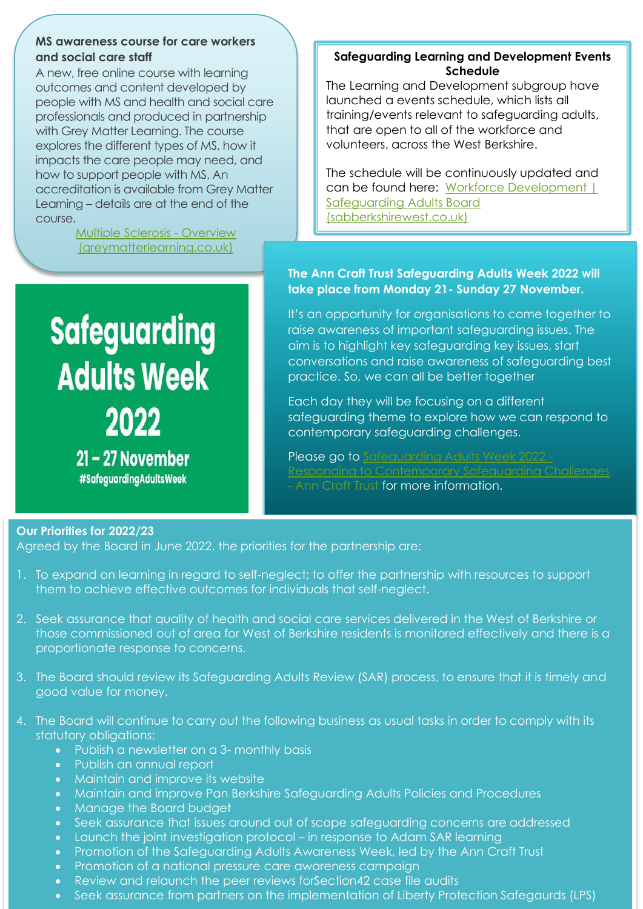**MS awareness course for care workers and social care staff**

A new, free online course with learning outcomes and content developed by people with MS and health and social care professionals and produced in partnership with Grey Matter Learning. The course explores the different types of MS, how it impacts the care people may need, and how to support people with MS. An accreditation is available from Grey Matter Learning – details are at the end of the course.

Multiple Sclerosis - Overview (greymatterlearning.co.uk)

**Safeguarding Learning and Development Events Schedule**

The Learning and Development subgroup have launched a events schedule, which lists all training/events relevant to safeguarding adults, that are open to all of the workforce and volunteers, across the West Berkshire.

The schedule will be continuously updated and can be found here: Workforce Development | Safeguarding Adults Board (sabberkshirewest.co.uk)

**Safeguarding Adults Week 2022**

**21 – 27 November**

**#SafeguardingAdultsWeek**

**The Ann Craft Trust Safeguarding Adults Week 2022 will take place from Monday 21- Sunday 27 November.**

It's an opportunity for organisations to come together to raise awareness of important safeguarding issues. The aim is to highlight key safeguarding key issues, start conversations and raise awareness of safeguarding best practice. So, we can all be better together

Each day they will be focusing on a different safeguarding theme to explore how we can respond to contemporary safeguarding challenges.

Please go to Safeguarding Adults Week 2022 - Responding to Contemporary Safeguarding Challenges - Ann Craft Trust for more information.

**Our Priorities for 2022/23**

Agreed by the Board in June 2022, the priorities for the partnership are:

1. To expand on learning in regard to self-neglect; to offer the partnership with resources to support them to achieve effective outcomes for individuals that self-neglect.
2. Seek assurance that quality of health and social care services delivered in the West of Berkshire or those commissioned out of area for West of Berkshire residents is monitored effectively and there is a proportionate response to concerns.
3. The Board should review its Safeguarding Adults Review (SAR) process, to ensure that it is timely and good value for money.
4. The Board will continue to carry out the following business as usual tasks in order to comply with its statutory obligations:
   - Publish a newsletter on a 3- monthly basis
   - Publish an annual report
   - Maintain and improve its website
   - Maintain and improve Pan Berkshire Safeguarding Adults Policies and Procedures
   - Manage the Board budget
   - Seek assurance that issues around out of scope safeguarding concerns are addressed
   - Launch the joint investigation protocol – in response to Adam SAR learning
   - Promotion of the Safeguarding Adults Awareness Week, led by the Ann Craft Trust
   - Promotion of a national pressure care awareness campaign
   - Review and relaunch the peer reviews forSection42 case file audits
   - Seek assurance from partners on the implementation of Liberty Protection Safegaurds (LPS)